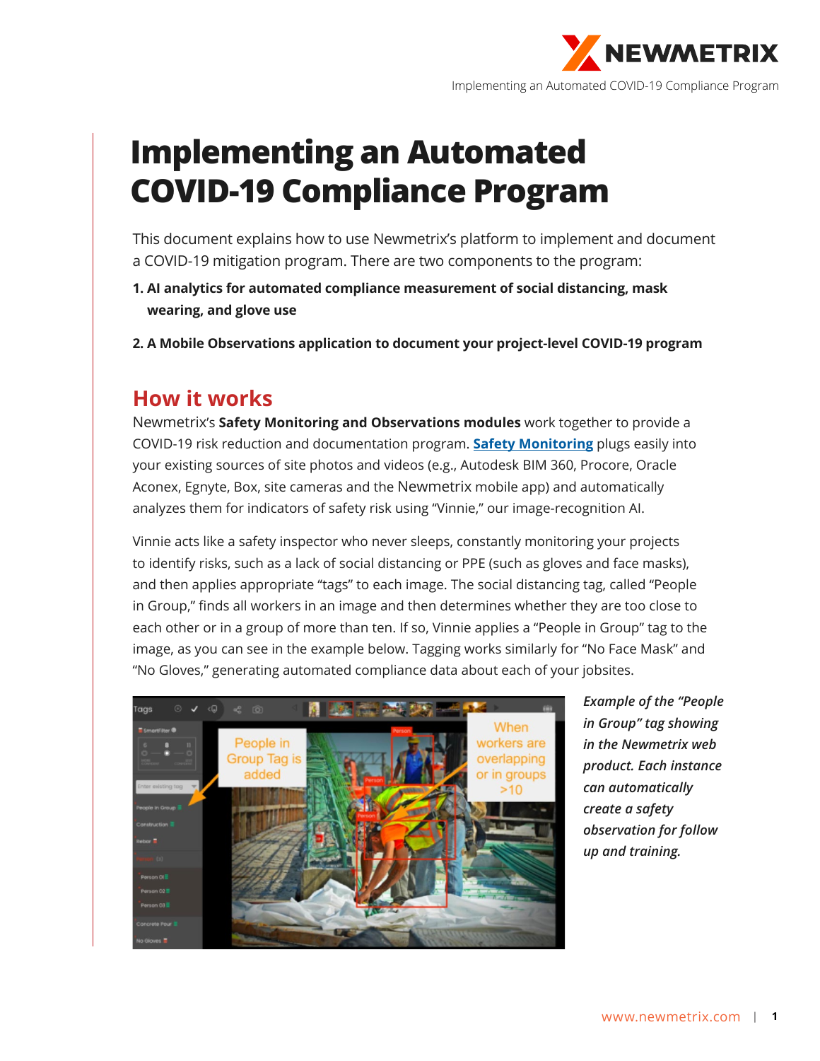# Implementing an Automated COVID-19 Compliance Program

This document explains how to use Newmetrix's platform to implement and document a COVID-19 mitigation program. There are two components to the program:

1. **AI analytics for automated compliance measurement of social distancing, mask wearing, and glove use**
2. **A Mobile Observations application to document your project-level COVID-19 program**

## How it works

Newmetrix's **Safety Monitoring and Observations modules** work together to provide a COVID-19 risk reduction and documentation program. **Safety Monitoring** plugs easily into your existing sources of site photos and videos (e.g., Autodesk BIM 360, Procore, Oracle Aconex, Egnyte, Box, site cameras and the Newmetrix mobile app) and automatically analyzes them for indicators of safety risk using "Vinnie," our image-recognition AI.

Vinnie acts like a safety inspector who never sleeps, constantly monitoring your projects to identify risks, such as a lack of social distancing or PPE (such as gloves and face masks), and then applies appropriate "tags" to each image. The social distancing tag, called "People in Group," finds all workers in an image and then determines whether they are too close to each other or in a group of more than ten. If so, Vinnie applies a "People in Group" tag to the image, as you can see in the example below. Tagging works similarly for "No Face Mask" and "No Gloves," generating automated compliance data about each of your jobsites.

*Example of the "People in Group" tag showing in the Newmetrix web product. Each instance can automatically create a safety observation for follow up and training.*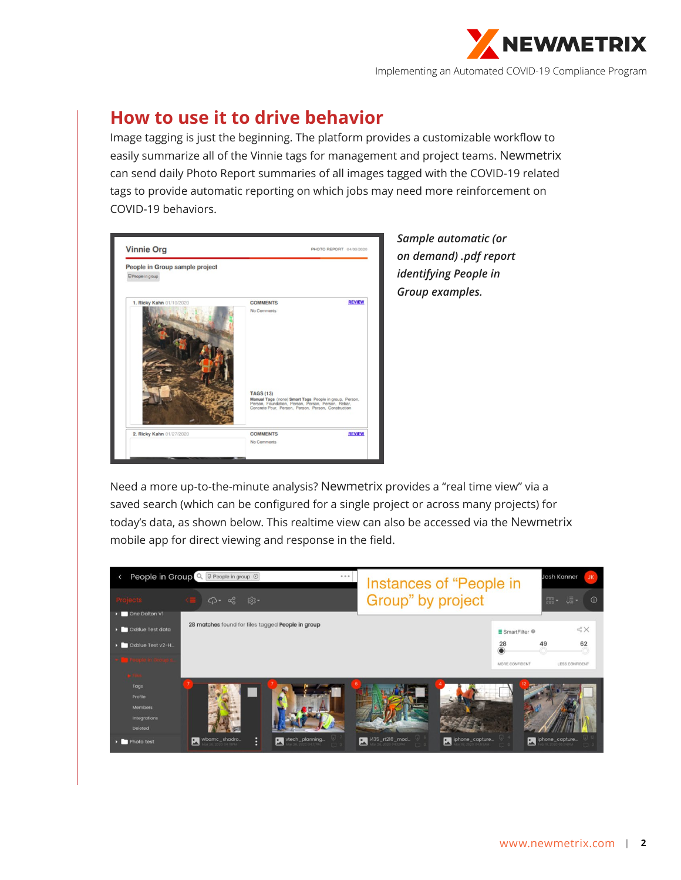## How to use it to drive behavior

Image tagging is just the beginning. The platform provides a customizable workflow to easily summarize all of the Vinnie tags for management and project teams. Newmetrix can send daily Photo Report summaries of all images tagged with the COVID-19 related tags to provide automatic reporting on which jobs may need more reinforcement on COVID-19 behaviors.

***Sample automatic (or on demand) .pdf report identifying People in Group examples.***

Need a more up-to-the-minute analysis? Newmetrix provides a "real time view" via a saved search (which can be configured for a single project or across many projects) for today's data, as shown below. This realtime view can also be accessed via the Newmetrix mobile app for direct viewing and response in the field.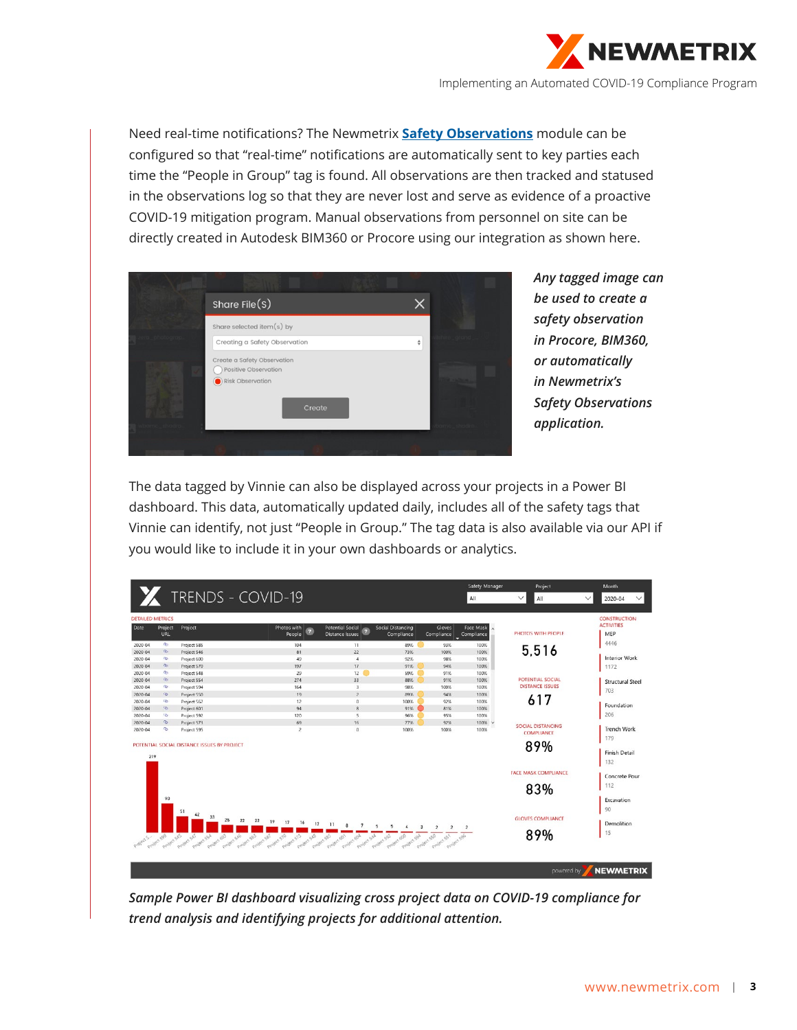Need real-time notifications? The Newmetrix **Safety Observations** module can be configured so that "real-time" notifications are automatically sent to key parties each time the "People in Group" tag is found. All observations are then tracked and statused in the observations log so that they are never lost and serve as evidence of a proactive COVID-19 mitigation program. Manual observations from personnel on site can be directly created in Autodesk BIM360 or Procore using our integration as shown here.

*Any tagged image can be used to create a safety observation in Procore, BIM360, or automatically in Newmetrix's Safety Observations application.*

The data tagged by Vinnie can also be displayed across your projects in a Power BI dashboard. This data, automatically updated daily, includes all of the safety tags that Vinnie can identify, not just "People in Group." The tag data is also available via our API if you would like to include it in your own dashboards or analytics.

*Sample Power BI dashboard visualizing cross project data on COVID-19 compliance for trend analysis and identifying projects for additional attention.*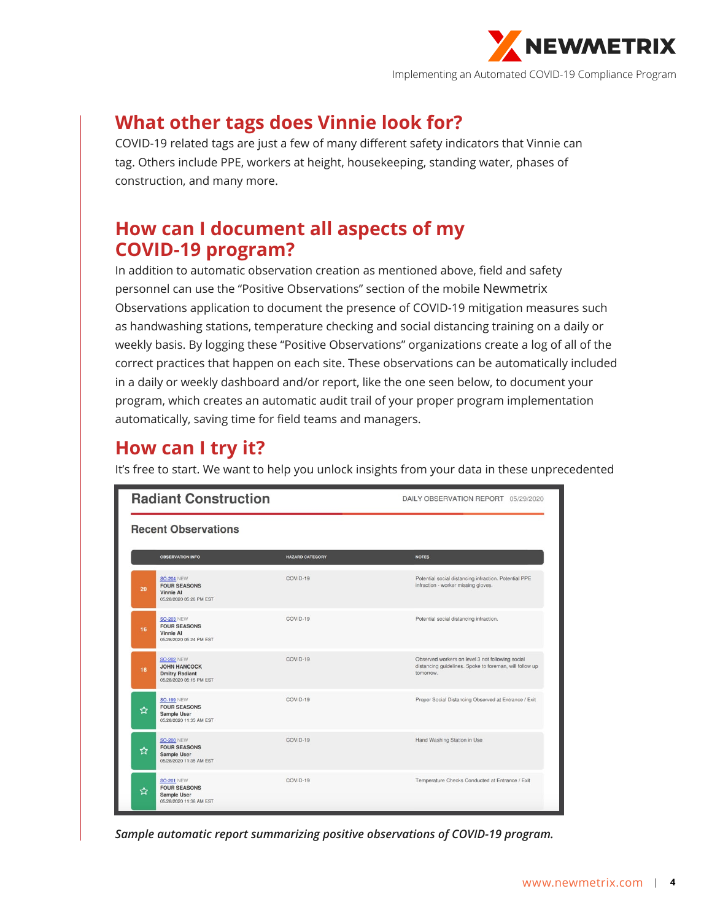## What other tags does Vinnie look for?

COVID-19 related tags are just a few of many different safety indicators that Vinnie can tag. Others include PPE, workers at height, housekeeping, standing water, phases of construction, and many more.

## How can I document all aspects of my COVID-19 program?

In addition to automatic observation creation as mentioned above, field and safety personnel can use the "Positive Observations" section of the mobile Newmetrix Observations application to document the presence of COVID-19 mitigation measures such as handwashing stations, temperature checking and social distancing training on a daily or weekly basis. By logging these "Positive Observations" organizations create a log of all of the correct practices that happen on each site. These observations can be automatically included in a daily or weekly dashboard and/or report, like the one seen below, to document your program, which creates an automatic audit trail of your proper program implementation automatically, saving time for field teams and managers.

## How can I try it?

It's free to start. We want to help you unlock insights from your data in these unprecedented

**Radiant Construction** — DAILY OBSERVATION REPORT 05/29/2020

**Recent Observations**

| | OBSERVATION INFO | HAZARD CATEGORY | NOTES |
|---|---|---|---|
| 20 | SO-204 NEW<br>FOUR SEASONS<br>Vinnie AI<br>05/28/2020 05:28 PM EST | COVID-19 | Potential social distancing infraction. Potential PPE infraction - worker missing gloves. |
| 16 | SO-203 NEW<br>FOUR SEASONS<br>Vinnie AI<br>05/28/2020 05:24 PM EST | COVID-19 | Potential social distancing infraction. |
| 16 | SO-202 NEW<br>JOHN HANCOCK<br>Dmitry Radiant<br>05/28/2020 05:15 PM EST | COVID-19 | Observed workers on level 3 not following social distancing guidelines. Spoke to foreman, will follow up tomorrow. |
| ☆ | SO-199 NEW<br>FOUR SEASONS<br>Sample User<br>05/28/2020 11:35 AM EST | COVID-19 | Proper Social Distancing Observed at Entrance / Exit |
| ☆ | SO-200 NEW<br>FOUR SEASONS<br>Sample User<br>05/28/2020 11:35 AM EST | COVID-19 | Hand Washing Station in Use |
| ☆ | SO-201 NEW<br>FOUR SEASONS<br>Sample User<br>05/28/2020 11:36 AM EST | COVID-19 | Temperature Checks Conducted at Entrance / Exit |

*Sample automatic report summarizing positive observations of COVID-19 program.*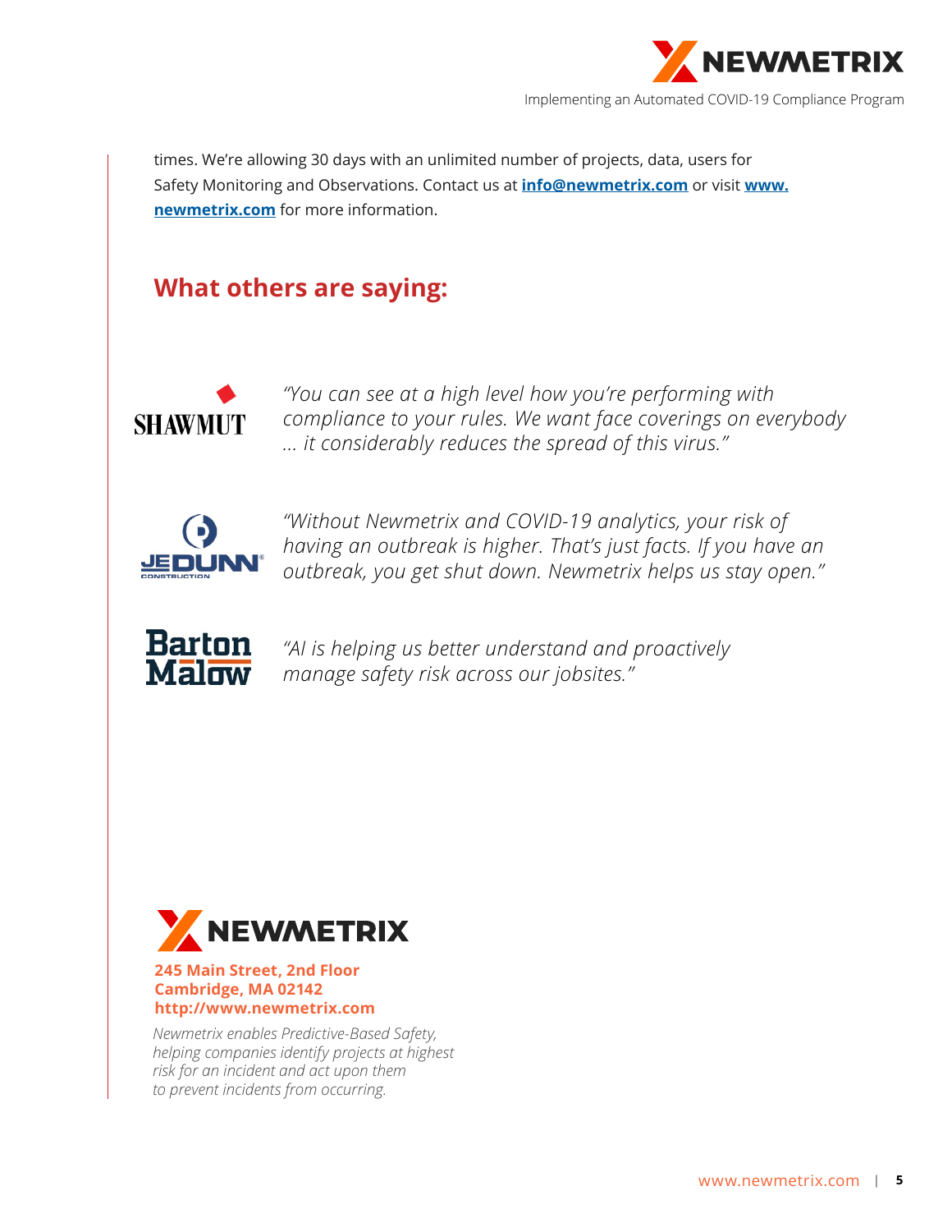times. We're allowing 30 days with an unlimited number of projects, data, users for Safety Monitoring and Observations. Contact us at **info@newmetrix.com** or visit **www.newmetrix.com** for more information.

## What others are saying:

SHAWMUT

*"You can see at a high level how you're performing with compliance to your rules. We want face coverings on everybody ... it considerably reduces the spread of this virus."*

JE DUNN CONSTRUCTION

*"Without Newmetrix and COVID-19 analytics, your risk of having an outbreak is higher. That's just facts. If you have an outbreak, you get shut down. Newmetrix helps us stay open."*

Barton Malow

*"AI is helping us better understand and proactively manage safety risk across our jobsites."*

NEWMETRIX

**245 Main Street, 2nd Floor**
**Cambridge, MA 02142**
**http://www.newmetrix.com**

*Newmetrix enables Predictive-Based Safety, helping companies identify projects at highest risk for an incident and act upon them to prevent incidents from occurring.*